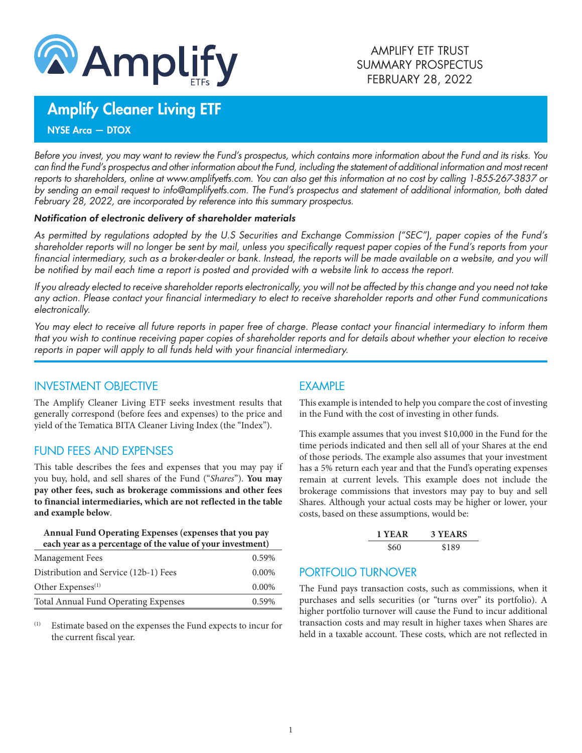Amplify ETFs

AMPLIFY ETF TRUST
SUMMARY PROSPECTUS
FEBRUARY 28, 2022

# Amplify Cleaner Living ETF

**NYSE Arca — DTOX**

*Before you invest, you may want to review the Fund's prospectus, which contains more information about the Fund and its risks. You can find the Fund's prospectus and other information about the Fund, including the statement of additional information and most recent reports to shareholders, online at www.amplifyetfs.com. You can also get this information at no cost by calling 1-855-267-3837 or by sending an e-mail request to info@amplifyetfs.com. The Fund's prospectus and statement of additional information, both dated February 28, 2022, are incorporated by reference into this summary prospectus.*

***Notification of electronic delivery of shareholder materials***

*As permitted by regulations adopted by the U.S Securities and Exchange Commission ("SEC"), paper copies of the Fund's shareholder reports will no longer be sent by mail, unless you specifically request paper copies of the Fund's reports from your financial intermediary, such as a broker-dealer or bank. Instead, the reports will be made available on a website, and you will be notified by mail each time a report is posted and provided with a website link to access the report.*

*If you already elected to receive shareholder reports electronically, you will not be affected by this change and you need not take any action. Please contact your financial intermediary to elect to receive shareholder reports and other Fund communications electronically.*

*You may elect to receive all future reports in paper free of charge. Please contact your financial intermediary to inform them that you wish to continue receiving paper copies of shareholder reports and for details about whether your election to receive reports in paper will apply to all funds held with your financial intermediary.*

## INVESTMENT OBJECTIVE

The Amplify Cleaner Living ETF seeks investment results that generally correspond (before fees and expenses) to the price and yield of the Tematica BITA Cleaner Living Index (the "Index").

## FUND FEES AND EXPENSES

This table describes the fees and expenses that you may pay if you buy, hold, and sell shares of the Fund ("*Shares*"). **You may pay other fees, such as brokerage commissions and other fees to financial intermediaries, which are not reflected in the table and example below**.

| Annual Fund Operating Expenses (expenses that you pay each year as a percentage of the value of your investment) | |
|---|---|
| Management Fees | 0.59% |
| Distribution and Service (12b-1) Fees | 0.00% |
| Other Expenses[(1)] | 0.00% |
| Total Annual Fund Operating Expenses | 0.59% |

(1) Estimate based on the expenses the Fund expects to incur for the current fiscal year.

## EXAMPLE

This example is intended to help you compare the cost of investing in the Fund with the cost of investing in other funds.

This example assumes that you invest $10,000 in the Fund for the time periods indicated and then sell all of your Shares at the end of those periods. The example also assumes that your investment has a 5% return each year and that the Fund's operating expenses remain at current levels. This example does not include the brokerage commissions that investors may pay to buy and sell Shares. Although your actual costs may be higher or lower, your costs, based on these assumptions, would be:

| 1 YEAR | 3 YEARS |
|---|---|
| $60 | $189 |

## PORTFOLIO TURNOVER

The Fund pays transaction costs, such as commissions, when it purchases and sells securities (or "turns over" its portfolio). A higher portfolio turnover will cause the Fund to incur additional transaction costs and may result in higher taxes when Shares are held in a taxable account. These costs, which are not reflected in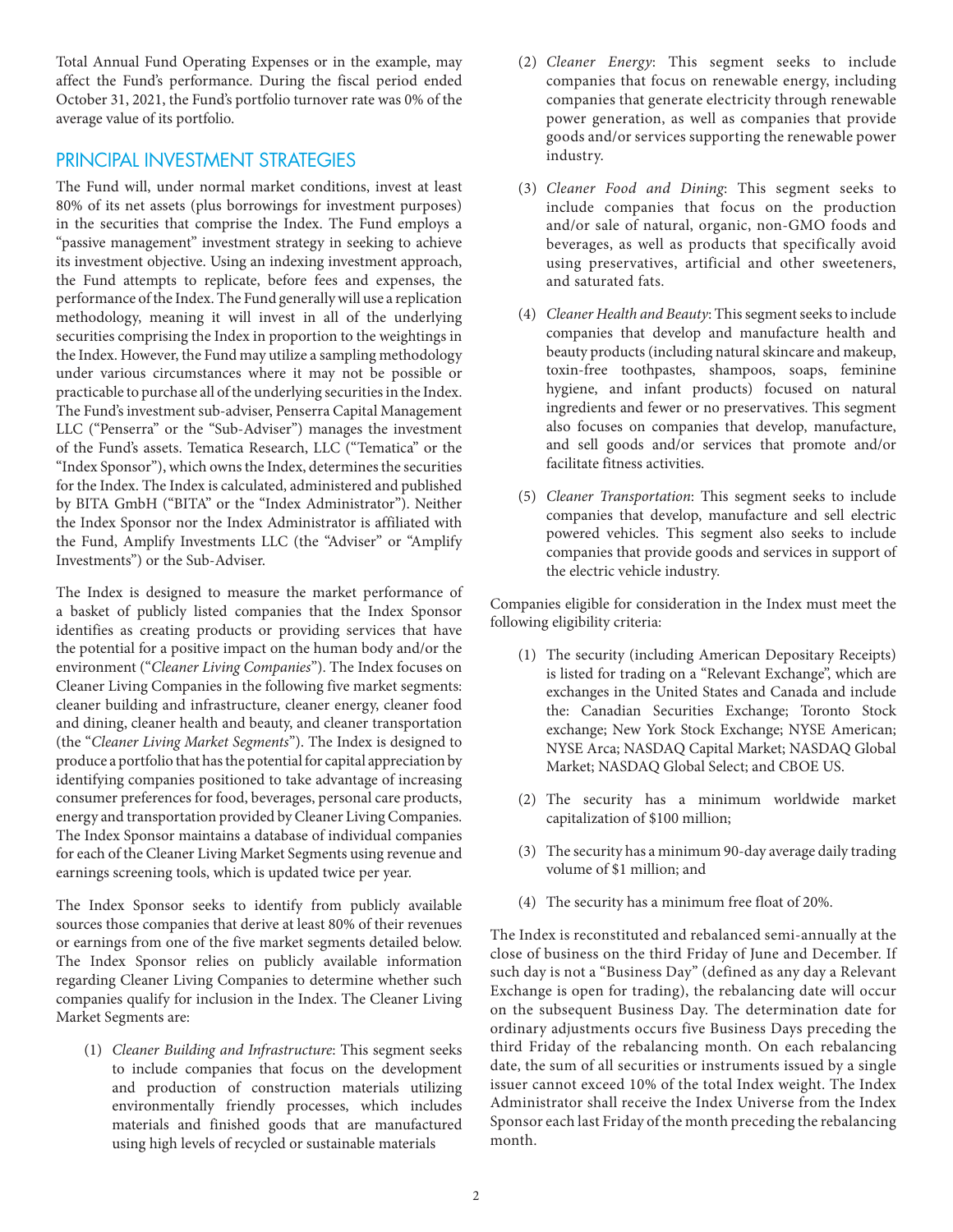Total Annual Fund Operating Expenses or in the example, may affect the Fund's performance. During the fiscal period ended October 31, 2021, the Fund's portfolio turnover rate was 0% of the average value of its portfolio.

## PRINCIPAL INVESTMENT STRATEGIES

The Fund will, under normal market conditions, invest at least 80% of its net assets (plus borrowings for investment purposes) in the securities that comprise the Index. The Fund employs a "passive management" investment strategy in seeking to achieve its investment objective. Using an indexing investment approach, the Fund attempts to replicate, before fees and expenses, the performance of the Index. The Fund generally will use a replication methodology, meaning it will invest in all of the underlying securities comprising the Index in proportion to the weightings in the Index. However, the Fund may utilize a sampling methodology under various circumstances where it may not be possible or practicable to purchase all of the underlying securities in the Index. The Fund's investment sub-adviser, Penserra Capital Management LLC ("Penserra" or the "Sub-Adviser") manages the investment of the Fund's assets. Tematica Research, LLC ("Tematica" or the "Index Sponsor"), which owns the Index, determines the securities for the Index. The Index is calculated, administered and published by BITA GmbH ("BITA" or the "Index Administrator"). Neither the Index Sponsor nor the Index Administrator is affiliated with the Fund, Amplify Investments LLC (the "Adviser" or "Amplify Investments") or the Sub-Adviser.

The Index is designed to measure the market performance of a basket of publicly listed companies that the Index Sponsor identifies as creating products or providing services that have the potential for a positive impact on the human body and/or the environment ("*Cleaner Living Companies*"). The Index focuses on Cleaner Living Companies in the following five market segments: cleaner building and infrastructure, cleaner energy, cleaner food and dining, cleaner health and beauty, and cleaner transportation (the "*Cleaner Living Market Segments*"). The Index is designed to produce a portfolio that has the potential for capital appreciation by identifying companies positioned to take advantage of increasing consumer preferences for food, beverages, personal care products, energy and transportation provided by Cleaner Living Companies. The Index Sponsor maintains a database of individual companies for each of the Cleaner Living Market Segments using revenue and earnings screening tools, which is updated twice per year.

The Index Sponsor seeks to identify from publicly available sources those companies that derive at least 80% of their revenues or earnings from one of the five market segments detailed below. The Index Sponsor relies on publicly available information regarding Cleaner Living Companies to determine whether such companies qualify for inclusion in the Index. The Cleaner Living Market Segments are:

(1) *Cleaner Building and Infrastructure*: This segment seeks to include companies that focus on the development and production of construction materials utilizing environmentally friendly processes, which includes materials and finished goods that are manufactured using high levels of recycled or sustainable materials

(2) *Cleaner Energy*: This segment seeks to include companies that focus on renewable energy, including companies that generate electricity through renewable power generation, as well as companies that provide goods and/or services supporting the renewable power industry.

(3) *Cleaner Food and Dining*: This segment seeks to include companies that focus on the production and/or sale of natural, organic, non-GMO foods and beverages, as well as products that specifically avoid using preservatives, artificial and other sweeteners, and saturated fats.

(4) *Cleaner Health and Beauty*: This segment seeks to include companies that develop and manufacture health and beauty products (including natural skincare and makeup, toxin-free toothpastes, shampoos, soaps, feminine hygiene, and infant products) focused on natural ingredients and fewer or no preservatives. This segment also focuses on companies that develop, manufacture, and sell goods and/or services that promote and/or facilitate fitness activities.

(5) *Cleaner Transportation*: This segment seeks to include companies that develop, manufacture and sell electric powered vehicles. This segment also seeks to include companies that provide goods and services in support of the electric vehicle industry.

Companies eligible for consideration in the Index must meet the following eligibility criteria:

(1) The security (including American Depositary Receipts) is listed for trading on a "Relevant Exchange", which are exchanges in the United States and Canada and include the: Canadian Securities Exchange; Toronto Stock exchange; New York Stock Exchange; NYSE American; NYSE Arca; NASDAQ Capital Market; NASDAQ Global Market; NASDAQ Global Select; and CBOE US.

(2) The security has a minimum worldwide market capitalization of $100 million;

(3) The security has a minimum 90-day average daily trading volume of $1 million; and

(4) The security has a minimum free float of 20%.

The Index is reconstituted and rebalanced semi-annually at the close of business on the third Friday of June and December. If such day is not a "Business Day" (defined as any day a Relevant Exchange is open for trading), the rebalancing date will occur on the subsequent Business Day. The determination date for ordinary adjustments occurs five Business Days preceding the third Friday of the rebalancing month. On each rebalancing date, the sum of all securities or instruments issued by a single issuer cannot exceed 10% of the total Index weight. The Index Administrator shall receive the Index Universe from the Index Sponsor each last Friday of the month preceding the rebalancing month.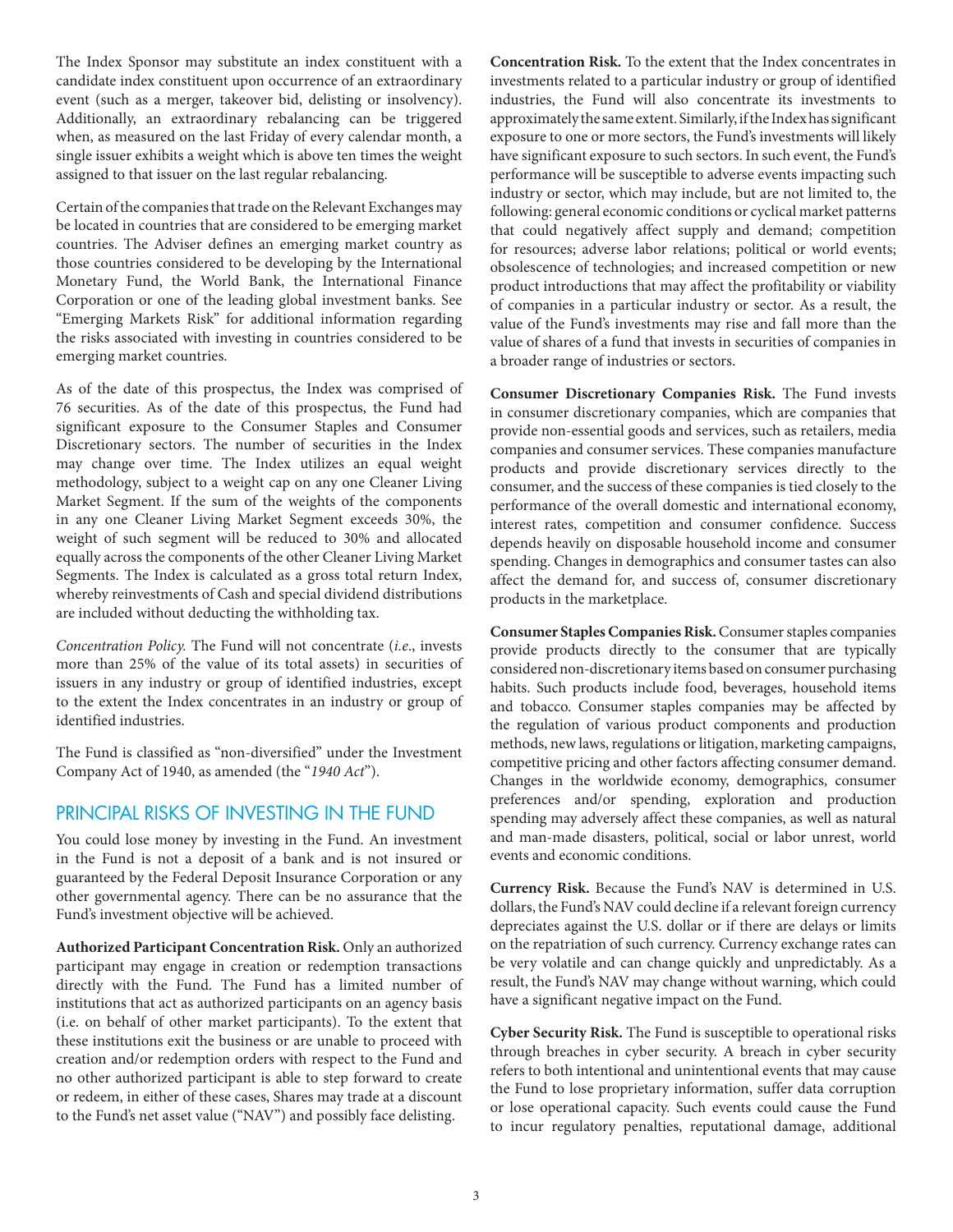The Index Sponsor may substitute an index constituent with a candidate index constituent upon occurrence of an extraordinary event (such as a merger, takeover bid, delisting or insolvency). Additionally, an extraordinary rebalancing can be triggered when, as measured on the last Friday of every calendar month, a single issuer exhibits a weight which is above ten times the weight assigned to that issuer on the last regular rebalancing.

Certain of the companies that trade on the Relevant Exchanges may be located in countries that are considered to be emerging market countries. The Adviser defines an emerging market country as those countries considered to be developing by the International Monetary Fund, the World Bank, the International Finance Corporation or one of the leading global investment banks. See "Emerging Markets Risk" for additional information regarding the risks associated with investing in countries considered to be emerging market countries.

As of the date of this prospectus, the Index was comprised of 76 securities. As of the date of this prospectus, the Fund had significant exposure to the Consumer Staples and Consumer Discretionary sectors. The number of securities in the Index may change over time. The Index utilizes an equal weight methodology, subject to a weight cap on any one Cleaner Living Market Segment. If the sum of the weights of the components in any one Cleaner Living Market Segment exceeds 30%, the weight of such segment will be reduced to 30% and allocated equally across the components of the other Cleaner Living Market Segments. The Index is calculated as a gross total return Index, whereby reinvestments of Cash and special dividend distributions are included without deducting the withholding tax.

*Concentration Policy.* The Fund will not concentrate (*i.e.*, invests more than 25% of the value of its total assets) in securities of issuers in any industry or group of identified industries, except to the extent the Index concentrates in an industry or group of identified industries.

The Fund is classified as "non-diversified" under the Investment Company Act of 1940, as amended (the "*1940 Act*").

## PRINCIPAL RISKS OF INVESTING IN THE FUND

You could lose money by investing in the Fund. An investment in the Fund is not a deposit of a bank and is not insured or guaranteed by the Federal Deposit Insurance Corporation or any other governmental agency. There can be no assurance that the Fund's investment objective will be achieved.

**Authorized Participant Concentration Risk.** Only an authorized participant may engage in creation or redemption transactions directly with the Fund. The Fund has a limited number of institutions that act as authorized participants on an agency basis (i.e. on behalf of other market participants). To the extent that these institutions exit the business or are unable to proceed with creation and/or redemption orders with respect to the Fund and no other authorized participant is able to step forward to create or redeem, in either of these cases, Shares may trade at a discount to the Fund's net asset value ("NAV") and possibly face delisting.

**Concentration Risk.** To the extent that the Index concentrates in investments related to a particular industry or group of identified industries, the Fund will also concentrate its investments to approximately the same extent. Similarly, if the Index has significant exposure to one or more sectors, the Fund's investments will likely have significant exposure to such sectors. In such event, the Fund's performance will be susceptible to adverse events impacting such industry or sector, which may include, but are not limited to, the following: general economic conditions or cyclical market patterns that could negatively affect supply and demand; competition for resources; adverse labor relations; political or world events; obsolescence of technologies; and increased competition or new product introductions that may affect the profitability or viability of companies in a particular industry or sector. As a result, the value of the Fund's investments may rise and fall more than the value of shares of a fund that invests in securities of companies in a broader range of industries or sectors.

**Consumer Discretionary Companies Risk.** The Fund invests in consumer discretionary companies, which are companies that provide non-essential goods and services, such as retailers, media companies and consumer services. These companies manufacture products and provide discretionary services directly to the consumer, and the success of these companies is tied closely to the performance of the overall domestic and international economy, interest rates, competition and consumer confidence. Success depends heavily on disposable household income and consumer spending. Changes in demographics and consumer tastes can also affect the demand for, and success of, consumer discretionary products in the marketplace.

**Consumer Staples Companies Risk.** Consumer staples companies provide products directly to the consumer that are typically considered non-discretionary items based on consumer purchasing habits. Such products include food, beverages, household items and tobacco. Consumer staples companies may be affected by the regulation of various product components and production methods, new laws, regulations or litigation, marketing campaigns, competitive pricing and other factors affecting consumer demand. Changes in the worldwide economy, demographics, consumer preferences and/or spending, exploration and production spending may adversely affect these companies, as well as natural and man-made disasters, political, social or labor unrest, world events and economic conditions.

**Currency Risk.** Because the Fund's NAV is determined in U.S. dollars, the Fund's NAV could decline if a relevant foreign currency depreciates against the U.S. dollar or if there are delays or limits on the repatriation of such currency. Currency exchange rates can be very volatile and can change quickly and unpredictably. As a result, the Fund's NAV may change without warning, which could have a significant negative impact on the Fund.

**Cyber Security Risk.** The Fund is susceptible to operational risks through breaches in cyber security. A breach in cyber security refers to both intentional and unintentional events that may cause the Fund to lose proprietary information, suffer data corruption or lose operational capacity. Such events could cause the Fund to incur regulatory penalties, reputational damage, additional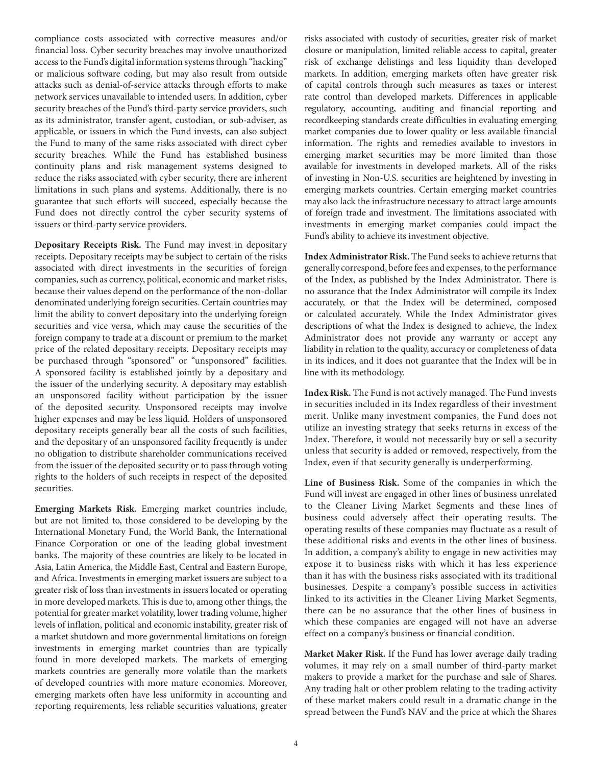compliance costs associated with corrective measures and/or financial loss. Cyber security breaches may involve unauthorized access to the Fund's digital information systems through "hacking" or malicious software coding, but may also result from outside attacks such as denial-of-service attacks through efforts to make network services unavailable to intended users. In addition, cyber security breaches of the Fund's third-party service providers, such as its administrator, transfer agent, custodian, or sub-adviser, as applicable, or issuers in which the Fund invests, can also subject the Fund to many of the same risks associated with direct cyber security breaches. While the Fund has established business continuity plans and risk management systems designed to reduce the risks associated with cyber security, there are inherent limitations in such plans and systems. Additionally, there is no guarantee that such efforts will succeed, especially because the Fund does not directly control the cyber security systems of issuers or third-party service providers.

**Depositary Receipts Risk.** The Fund may invest in depositary receipts. Depositary receipts may be subject to certain of the risks associated with direct investments in the securities of foreign companies, such as currency, political, economic and market risks, because their values depend on the performance of the non-dollar denominated underlying foreign securities. Certain countries may limit the ability to convert depositary into the underlying foreign securities and vice versa, which may cause the securities of the foreign company to trade at a discount or premium to the market price of the related depositary receipts. Depositary receipts may be purchased through "sponsored" or "unsponsored" facilities. A sponsored facility is established jointly by a depositary and the issuer of the underlying security. A depositary may establish an unsponsored facility without participation by the issuer of the deposited security. Unsponsored receipts may involve higher expenses and may be less liquid. Holders of unsponsored depositary receipts generally bear all the costs of such facilities, and the depositary of an unsponsored facility frequently is under no obligation to distribute shareholder communications received from the issuer of the deposited security or to pass through voting rights to the holders of such receipts in respect of the deposited securities.

**Emerging Markets Risk.** Emerging market countries include, but are not limited to, those considered to be developing by the International Monetary Fund, the World Bank, the International Finance Corporation or one of the leading global investment banks. The majority of these countries are likely to be located in Asia, Latin America, the Middle East, Central and Eastern Europe, and Africa. Investments in emerging market issuers are subject to a greater risk of loss than investments in issuers located or operating in more developed markets. This is due to, among other things, the potential for greater market volatility, lower trading volume, higher levels of inflation, political and economic instability, greater risk of a market shutdown and more governmental limitations on foreign investments in emerging market countries than are typically found in more developed markets. The markets of emerging markets countries are generally more volatile than the markets of developed countries with more mature economies. Moreover, emerging markets often have less uniformity in accounting and reporting requirements, less reliable securities valuations, greater risks associated with custody of securities, greater risk of market closure or manipulation, limited reliable access to capital, greater risk of exchange delistings and less liquidity than developed markets. In addition, emerging markets often have greater risk of capital controls through such measures as taxes or interest rate control than developed markets. Differences in applicable regulatory, accounting, auditing and financial reporting and recordkeeping standards create difficulties in evaluating emerging market companies due to lower quality or less available financial information. The rights and remedies available to investors in emerging market securities may be more limited than those available for investments in developed markets. All of the risks of investing in Non-U.S. securities are heightened by investing in emerging markets countries. Certain emerging market countries may also lack the infrastructure necessary to attract large amounts of foreign trade and investment. The limitations associated with investments in emerging market companies could impact the Fund's ability to achieve its investment objective.

**Index Administrator Risk.** The Fund seeks to achieve returns that generally correspond, before fees and expenses, to the performance of the Index, as published by the Index Administrator. There is no assurance that the Index Administrator will compile its Index accurately, or that the Index will be determined, composed or calculated accurately. While the Index Administrator gives descriptions of what the Index is designed to achieve, the Index Administrator does not provide any warranty or accept any liability in relation to the quality, accuracy or completeness of data in its indices, and it does not guarantee that the Index will be in line with its methodology.

**Index Risk.** The Fund is not actively managed. The Fund invests in securities included in its Index regardless of their investment merit. Unlike many investment companies, the Fund does not utilize an investing strategy that seeks returns in excess of the Index. Therefore, it would not necessarily buy or sell a security unless that security is added or removed, respectively, from the Index, even if that security generally is underperforming.

**Line of Business Risk.** Some of the companies in which the Fund will invest are engaged in other lines of business unrelated to the Cleaner Living Market Segments and these lines of business could adversely affect their operating results. The operating results of these companies may fluctuate as a result of these additional risks and events in the other lines of business. In addition, a company's ability to engage in new activities may expose it to business risks with which it has less experience than it has with the business risks associated with its traditional businesses. Despite a company's possible success in activities linked to its activities in the Cleaner Living Market Segments, there can be no assurance that the other lines of business in which these companies are engaged will not have an adverse effect on a company's business or financial condition.

**Market Maker Risk.** If the Fund has lower average daily trading volumes, it may rely on a small number of third-party market makers to provide a market for the purchase and sale of Shares. Any trading halt or other problem relating to the trading activity of these market makers could result in a dramatic change in the spread between the Fund's NAV and the price at which the Shares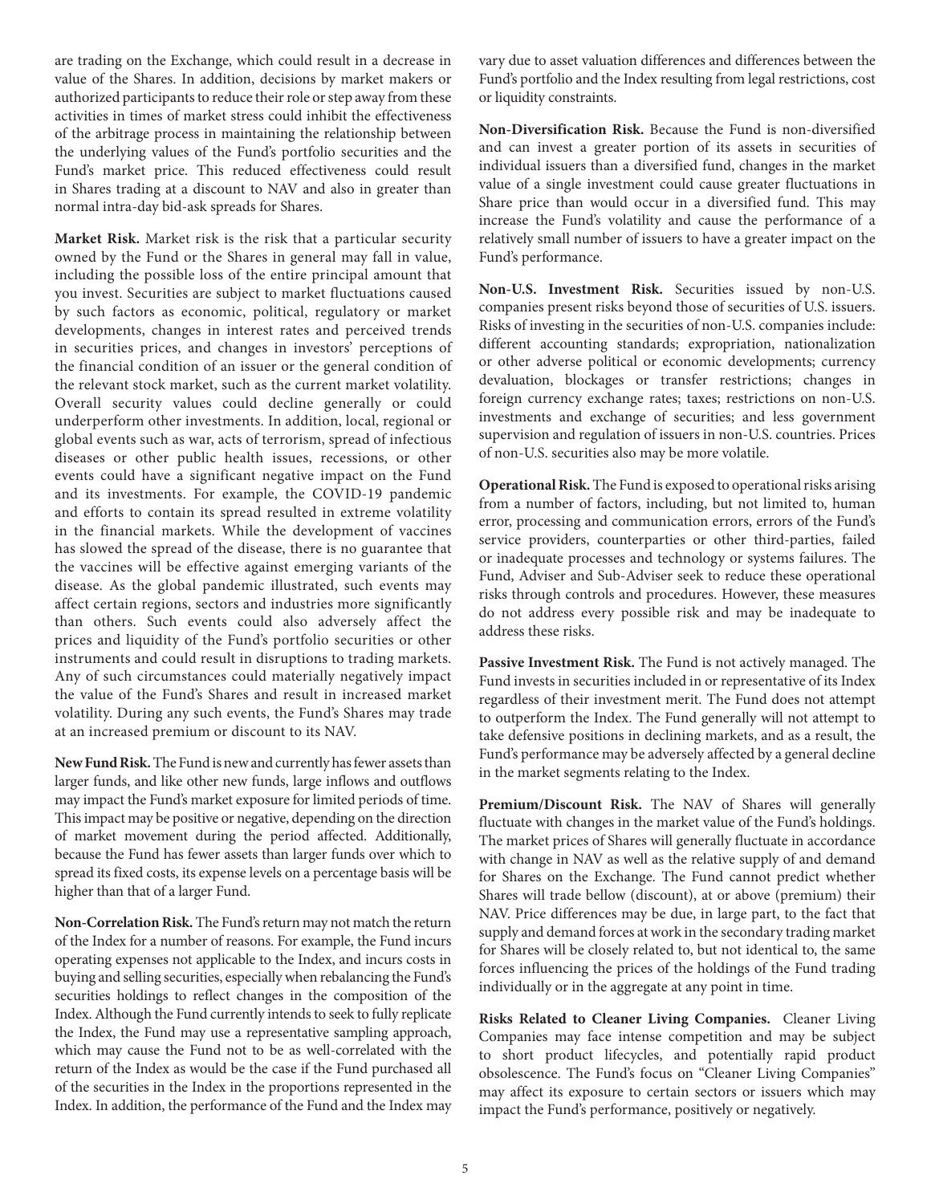are trading on the Exchange, which could result in a decrease in value of the Shares. In addition, decisions by market makers or authorized participants to reduce their role or step away from these activities in times of market stress could inhibit the effectiveness of the arbitrage process in maintaining the relationship between the underlying values of the Fund's portfolio securities and the Fund's market price. This reduced effectiveness could result in Shares trading at a discount to NAV and also in greater than normal intra-day bid-ask spreads for Shares.

**Market Risk.** Market risk is the risk that a particular security owned by the Fund or the Shares in general may fall in value, including the possible loss of the entire principal amount that you invest. Securities are subject to market fluctuations caused by such factors as economic, political, regulatory or market developments, changes in interest rates and perceived trends in securities prices, and changes in investors' perceptions of the financial condition of an issuer or the general condition of the relevant stock market, such as the current market volatility. Overall security values could decline generally or could underperform other investments. In addition, local, regional or global events such as war, acts of terrorism, spread of infectious diseases or other public health issues, recessions, or other events could have a significant negative impact on the Fund and its investments. For example, the COVID-19 pandemic and efforts to contain its spread resulted in extreme volatility in the financial markets. While the development of vaccines has slowed the spread of the disease, there is no guarantee that the vaccines will be effective against emerging variants of the disease. As the global pandemic illustrated, such events may affect certain regions, sectors and industries more significantly than others. Such events could also adversely affect the prices and liquidity of the Fund's portfolio securities or other instruments and could result in disruptions to trading markets. Any of such circumstances could materially negatively impact the value of the Fund's Shares and result in increased market volatility. During any such events, the Fund's Shares may trade at an increased premium or discount to its NAV.

**New Fund Risk.** The Fund is new and currently has fewer assets than larger funds, and like other new funds, large inflows and outflows may impact the Fund's market exposure for limited periods of time. This impact may be positive or negative, depending on the direction of market movement during the period affected. Additionally, because the Fund has fewer assets than larger funds over which to spread its fixed costs, its expense levels on a percentage basis will be higher than that of a larger Fund.

**Non-Correlation Risk.** The Fund's return may not match the return of the Index for a number of reasons. For example, the Fund incurs operating expenses not applicable to the Index, and incurs costs in buying and selling securities, especially when rebalancing the Fund's securities holdings to reflect changes in the composition of the Index. Although the Fund currently intends to seek to fully replicate the Index, the Fund may use a representative sampling approach, which may cause the Fund not to be as well-correlated with the return of the Index as would be the case if the Fund purchased all of the securities in the Index in the proportions represented in the Index. In addition, the performance of the Fund and the Index may vary due to asset valuation differences and differences between the Fund's portfolio and the Index resulting from legal restrictions, cost or liquidity constraints.

**Non-Diversification Risk.** Because the Fund is non-diversified and can invest a greater portion of its assets in securities of individual issuers than a diversified fund, changes in the market value of a single investment could cause greater fluctuations in Share price than would occur in a diversified fund. This may increase the Fund's volatility and cause the performance of a relatively small number of issuers to have a greater impact on the Fund's performance.

**Non-U.S. Investment Risk.** Securities issued by non-U.S. companies present risks beyond those of securities of U.S. issuers. Risks of investing in the securities of non-U.S. companies include: different accounting standards; expropriation, nationalization or other adverse political or economic developments; currency devaluation, blockages or transfer restrictions; changes in foreign currency exchange rates; taxes; restrictions on non-U.S. investments and exchange of securities; and less government supervision and regulation of issuers in non-U.S. countries. Prices of non-U.S. securities also may be more volatile.

**Operational Risk.** The Fund is exposed to operational risks arising from a number of factors, including, but not limited to, human error, processing and communication errors, errors of the Fund's service providers, counterparties or other third-parties, failed or inadequate processes and technology or systems failures. The Fund, Adviser and Sub-Adviser seek to reduce these operational risks through controls and procedures. However, these measures do not address every possible risk and may be inadequate to address these risks.

**Passive Investment Risk.** The Fund is not actively managed. The Fund invests in securities included in or representative of its Index regardless of their investment merit. The Fund does not attempt to outperform the Index. The Fund generally will not attempt to take defensive positions in declining markets, and as a result, the Fund's performance may be adversely affected by a general decline in the market segments relating to the Index.

**Premium/Discount Risk.** The NAV of Shares will generally fluctuate with changes in the market value of the Fund's holdings. The market prices of Shares will generally fluctuate in accordance with change in NAV as well as the relative supply of and demand for Shares on the Exchange. The Fund cannot predict whether Shares will trade bellow (discount), at or above (premium) their NAV. Price differences may be due, in large part, to the fact that supply and demand forces at work in the secondary trading market for Shares will be closely related to, but not identical to, the same forces influencing the prices of the holdings of the Fund trading individually or in the aggregate at any point in time.

**Risks Related to Cleaner Living Companies.** Cleaner Living Companies may face intense competition and may be subject to short product lifecycles, and potentially rapid product obsolescence. The Fund's focus on "Cleaner Living Companies" may affect its exposure to certain sectors or issuers which may impact the Fund's performance, positively or negatively.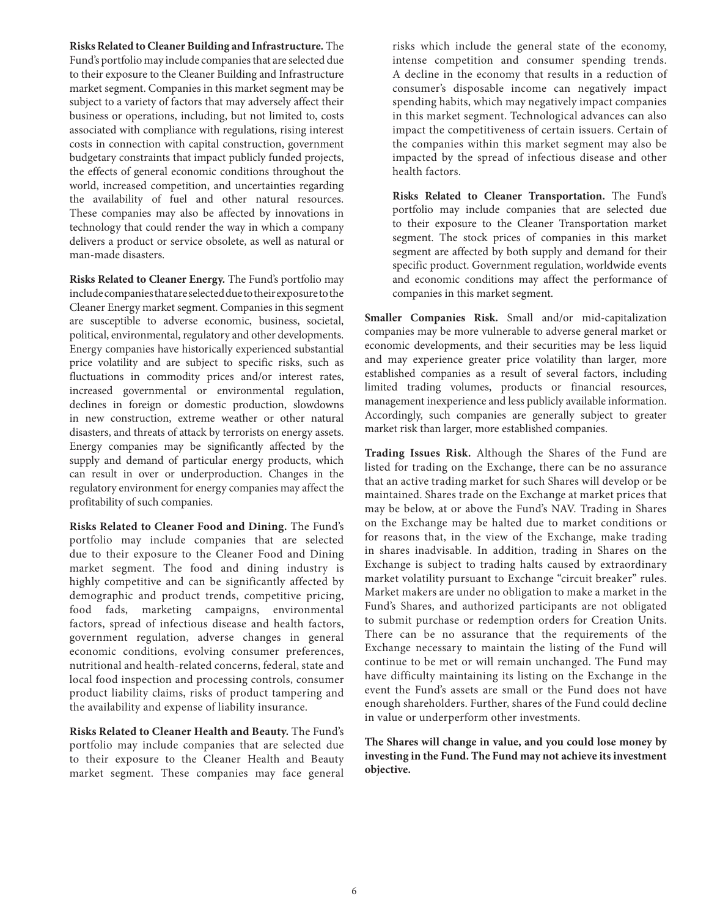**Risks Related to Cleaner Building and Infrastructure.** The Fund's portfolio may include companies that are selected due to their exposure to the Cleaner Building and Infrastructure market segment. Companies in this market segment may be subject to a variety of factors that may adversely affect their business or operations, including, but not limited to, costs associated with compliance with regulations, rising interest costs in connection with capital construction, government budgetary constraints that impact publicly funded projects, the effects of general economic conditions throughout the world, increased competition, and uncertainties regarding the availability of fuel and other natural resources. These companies may also be affected by innovations in technology that could render the way in which a company delivers a product or service obsolete, as well as natural or man-made disasters.

**Risks Related to Cleaner Energy.** The Fund's portfolio may include companies that are selected due to their exposure to the Cleaner Energy market segment. Companies in this segment are susceptible to adverse economic, business, societal, political, environmental, regulatory and other developments. Energy companies have historically experienced substantial price volatility and are subject to specific risks, such as fluctuations in commodity prices and/or interest rates, increased governmental or environmental regulation, declines in foreign or domestic production, slowdowns in new construction, extreme weather or other natural disasters, and threats of attack by terrorists on energy assets. Energy companies may be significantly affected by the supply and demand of particular energy products, which can result in over or underproduction. Changes in the regulatory environment for energy companies may affect the profitability of such companies.

**Risks Related to Cleaner Food and Dining.** The Fund's portfolio may include companies that are selected due to their exposure to the Cleaner Food and Dining market segment. The food and dining industry is highly competitive and can be significantly affected by demographic and product trends, competitive pricing, food fads, marketing campaigns, environmental factors, spread of infectious disease and health factors, government regulation, adverse changes in general economic conditions, evolving consumer preferences, nutritional and health-related concerns, federal, state and local food inspection and processing controls, consumer product liability claims, risks of product tampering and the availability and expense of liability insurance.

**Risks Related to Cleaner Health and Beauty.** The Fund's portfolio may include companies that are selected due to their exposure to the Cleaner Health and Beauty market segment. These companies may face general risks which include the general state of the economy, intense competition and consumer spending trends. A decline in the economy that results in a reduction of consumer's disposable income can negatively impact spending habits, which may negatively impact companies in this market segment. Technological advances can also impact the competitiveness of certain issuers. Certain of the companies within this market segment may also be impacted by the spread of infectious disease and other health factors.

**Risks Related to Cleaner Transportation.** The Fund's portfolio may include companies that are selected due to their exposure to the Cleaner Transportation market segment. The stock prices of companies in this market segment are affected by both supply and demand for their specific product. Government regulation, worldwide events and economic conditions may affect the performance of companies in this market segment.

**Smaller Companies Risk.** Small and/or mid-capitalization companies may be more vulnerable to adverse general market or economic developments, and their securities may be less liquid and may experience greater price volatility than larger, more established companies as a result of several factors, including limited trading volumes, products or financial resources, management inexperience and less publicly available information. Accordingly, such companies are generally subject to greater market risk than larger, more established companies.

**Trading Issues Risk.** Although the Shares of the Fund are listed for trading on the Exchange, there can be no assurance that an active trading market for such Shares will develop or be maintained. Shares trade on the Exchange at market prices that may be below, at or above the Fund's NAV. Trading in Shares on the Exchange may be halted due to market conditions or for reasons that, in the view of the Exchange, make trading in shares inadvisable. In addition, trading in Shares on the Exchange is subject to trading halts caused by extraordinary market volatility pursuant to Exchange "circuit breaker" rules. Market makers are under no obligation to make a market in the Fund's Shares, and authorized participants are not obligated to submit purchase or redemption orders for Creation Units. There can be no assurance that the requirements of the Exchange necessary to maintain the listing of the Fund will continue to be met or will remain unchanged. The Fund may have difficulty maintaining its listing on the Exchange in the event the Fund's assets are small or the Fund does not have enough shareholders. Further, shares of the Fund could decline in value or underperform other investments.

**The Shares will change in value, and you could lose money by investing in the Fund. The Fund may not achieve its investment objective.**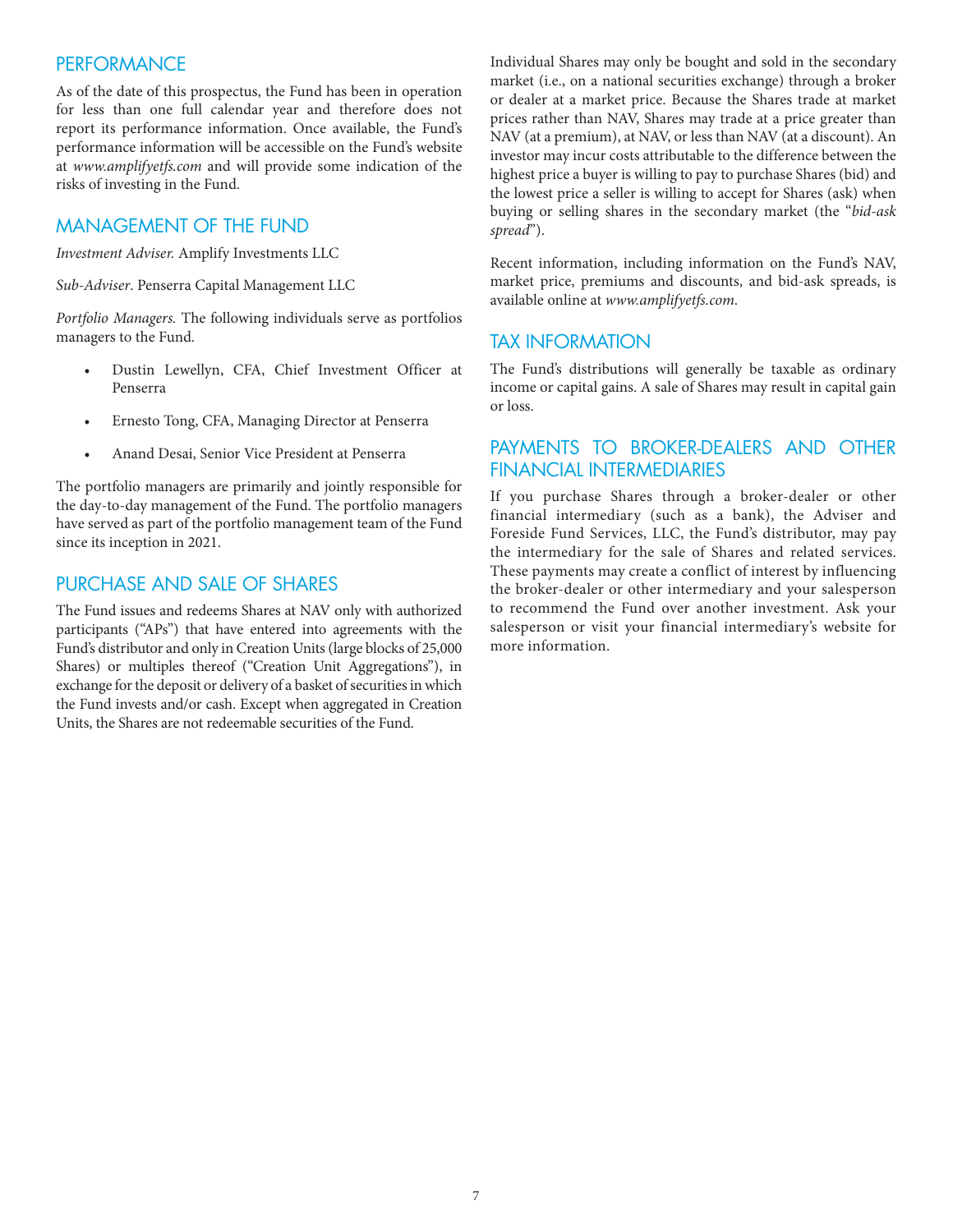## PERFORMANCE

As of the date of this prospectus, the Fund has been in operation for less than one full calendar year and therefore does not report its performance information. Once available, the Fund's performance information will be accessible on the Fund's website at *www.amplifyetfs.com* and will provide some indication of the risks of investing in the Fund.

## MANAGEMENT OF THE FUND

*Investment Adviser.* Amplify Investments LLC

*Sub-Adviser*. Penserra Capital Management LLC

*Portfolio Managers.* The following individuals serve as portfolios managers to the Fund.

- Dustin Lewellyn, CFA, Chief Investment Officer at Penserra
- Ernesto Tong, CFA, Managing Director at Penserra
- Anand Desai, Senior Vice President at Penserra

The portfolio managers are primarily and jointly responsible for the day-to-day management of the Fund. The portfolio managers have served as part of the portfolio management team of the Fund since its inception in 2021.

## PURCHASE AND SALE OF SHARES

The Fund issues and redeems Shares at NAV only with authorized participants ("APs") that have entered into agreements with the Fund's distributor and only in Creation Units (large blocks of 25,000 Shares) or multiples thereof ("Creation Unit Aggregations"), in exchange for the deposit or delivery of a basket of securities in which the Fund invests and/or cash. Except when aggregated in Creation Units, the Shares are not redeemable securities of the Fund.

Individual Shares may only be bought and sold in the secondary market (i.e., on a national securities exchange) through a broker or dealer at a market price. Because the Shares trade at market prices rather than NAV, Shares may trade at a price greater than NAV (at a premium), at NAV, or less than NAV (at a discount). An investor may incur costs attributable to the difference between the highest price a buyer is willing to pay to purchase Shares (bid) and the lowest price a seller is willing to accept for Shares (ask) when buying or selling shares in the secondary market (the "*bid-ask spread*").

Recent information, including information on the Fund's NAV, market price, premiums and discounts, and bid-ask spreads, is available online at *www.amplifyetfs.com*.

## TAX INFORMATION

The Fund's distributions will generally be taxable as ordinary income or capital gains. A sale of Shares may result in capital gain or loss.

## PAYMENTS TO BROKER-DEALERS AND OTHER FINANCIAL INTERMEDIARIES

If you purchase Shares through a broker-dealer or other financial intermediary (such as a bank), the Adviser and Foreside Fund Services, LLC, the Fund's distributor, may pay the intermediary for the sale of Shares and related services. These payments may create a conflict of interest by influencing the broker-dealer or other intermediary and your salesperson to recommend the Fund over another investment. Ask your salesperson or visit your financial intermediary's website for more information.